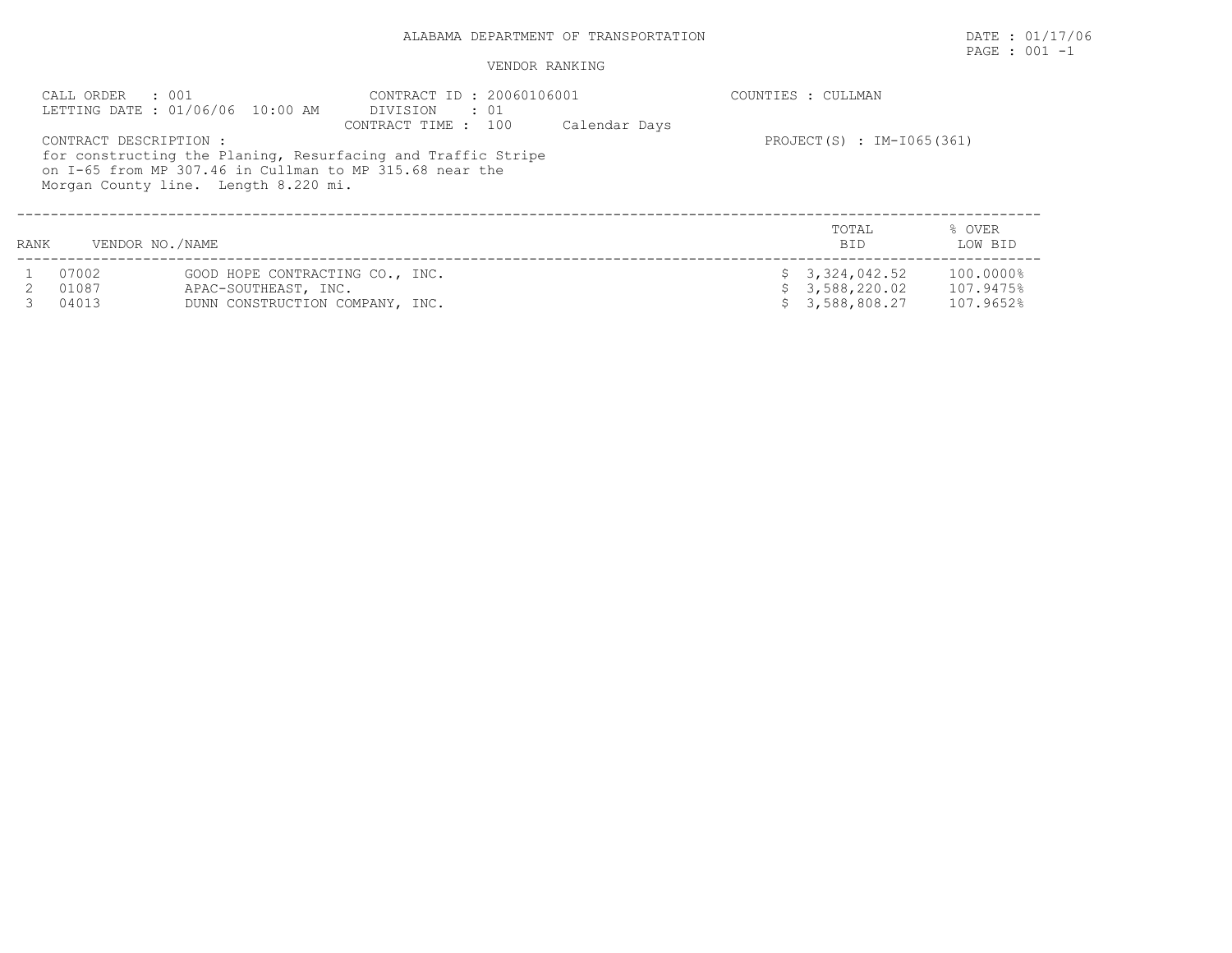# ALABAMA DEPARTMENT OF TRANSPORTATION

DATE : 01/17/06

## VENDOR RANKING

CALL ORDER : 001
LETTING DATE : 01/06/06 10:00 AM

CONTRACT ID : 20060106001
DIVISION : 01
CONTRACT TIME : 100 Calendar Days

COUNTIES : CULLMAN

CONTRACT DESCRIPTION :
for constructing the Planing, Resurfacing and Traffic Stripe on I-65 from MP 307.46 in Cullman to MP 315.68 near the Morgan County line. Length 8.220 mi.

PROJECT(S) : IM-I065(361)

| RANK | VENDOR NO. | NAME | TOTAL BID | % OVER LOW BID |
|---|---|---|---|---|
| 1 | 07002 | GOOD HOPE CONTRACTING CO., INC. | $ 3,324,042.52 | 100.0000% |
| 2 | 01087 | APAC-SOUTHEAST, INC. | $ 3,588,220.02 | 107.9475% |
| 3 | 04013 | DUNN CONSTRUCTION COMPANY, INC. | $ 3,588,808.27 | 107.9652% |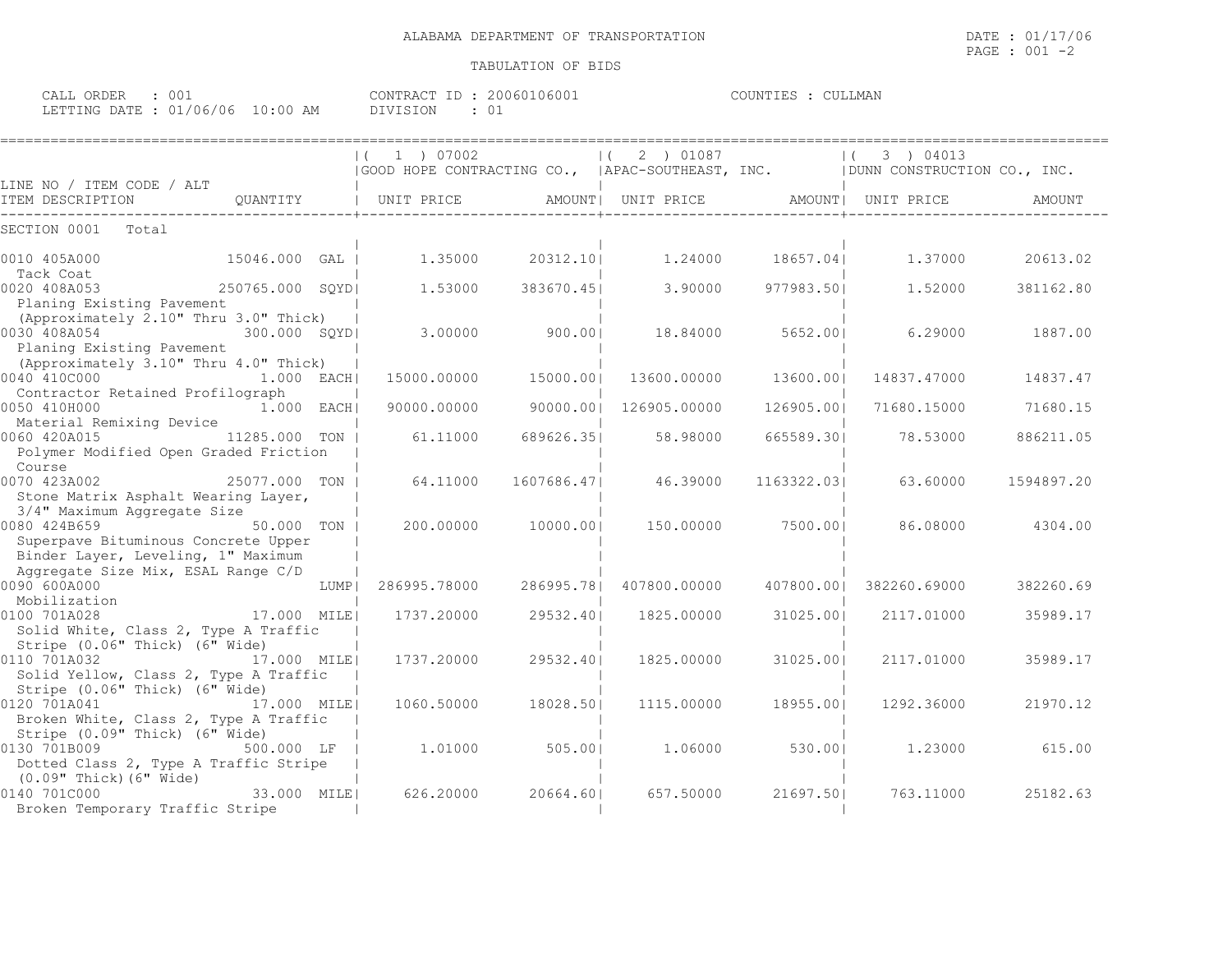ALABAMA DEPARTMENT OF TRANSPORTATION

TABULATION OF BIDS

DATE : 01/17/06

CALL ORDER : 001 | CONTRACT ID : 20060106001 | COUNTIES : CULLMAN
LETTING DATE : 01/06/06 10:00 AM | DIVISION : 01

| LINE NO / ITEM CODE / ALT | | ( 1 ) 07002 GOOD HOPE CONTRACTING CO., | | ( 2 ) 01087 APAC-SOUTHEAST, INC. | | ( 3 ) 04013 DUNN CONSTRUCTION CO., INC. | |
|---|---|---|---|---|---|---|---|
| ITEM DESCRIPTION | QUANTITY | UNIT PRICE | AMOUNT | UNIT PRICE | AMOUNT | UNIT PRICE | AMOUNT |
| SECTION 0001 Total | | | | | | | |
| 0010 405A000 Tack Coat | 15046.000 GAL | 1.35000 | 20312.10 | 1.24000 | 18657.04 | 1.37000 | 20613.02 |
| 0020 408A053 Planing Existing Pavement (Approximately 2.10" Thru 3.0" Thick) | 250765.000 SQYD | 1.53000 | 383670.45 | 3.90000 | 977983.50 | 1.52000 | 381162.80 |
| 0030 408A054 Planing Existing Pavement (Approximately 3.10" Thru 4.0" Thick) | 300.000 SQYD | 3.00000 | 900.00 | 18.84000 | 5652.00 | 6.29000 | 1887.00 |
| 0040 410C000 Contractor Retained Profilograph | 1.000 EACH | 15000.00000 | 15000.00 | 13600.00000 | 13600.00 | 14837.47000 | 14837.47 |
| 0050 410H000 Material Remixing Device | 1.000 EACH | 90000.00000 | 90000.00 | 126905.00000 | 126905.00 | 71680.15000 | 71680.15 |
| 0060 420A015 Polymer Modified Open Graded Friction Course | 11285.000 TON | 61.11000 | 689626.35 | 58.98000 | 665589.30 | 78.53000 | 886211.05 |
| 0070 423A002 Stone Matrix Asphalt Wearing Layer, 3/4" Maximum Aggregate Size | 25077.000 TON | 64.11000 | 1607686.47 | 46.39000 | 1163322.03 | 63.60000 | 1594897.20 |
| 0080 424B659 Superpave Bituminous Concrete Upper Binder Layer, Leveling, 1" Maximum Aggregate Size Mix, ESAL Range C/D | 50.000 TON | 200.00000 | 10000.00 | 150.00000 | 7500.00 | 86.08000 | 4304.00 |
| 0090 600A000 Mobilization | LUMP | 286995.78000 | 286995.78 | 407800.00000 | 407800.00 | 382260.69000 | 382260.69 |
| 0100 701A028 Solid White, Class 2, Type A Traffic Stripe (0.06" Thick) (6" Wide) | 17.000 MILE | 1737.20000 | 29532.40 | 1825.00000 | 31025.00 | 2117.01000 | 35989.17 |
| 0110 701A032 Solid Yellow, Class 2, Type A Traffic Stripe (0.06" Thick) (6" Wide) | 17.000 MILE | 1737.20000 | 29532.40 | 1825.00000 | 31025.00 | 2117.01000 | 35989.17 |
| 0120 701A041 Broken White, Class 2, Type A Traffic Stripe (0.09" Thick) (6" Wide) | 17.000 MILE | 1060.50000 | 18028.50 | 1115.00000 | 18955.00 | 1292.36000 | 21970.12 |
| 0130 701B009 Dotted Class 2, Type A Traffic Stripe (0.09" Thick)(6" Wide) | 500.000 LF | 1.01000 | 505.00 | 1.06000 | 530.00 | 1.23000 | 615.00 |
| 0140 701C000 Broken Temporary Traffic Stripe | 33.000 MILE | 626.20000 | 20664.60 | 657.50000 | 21697.50 | 763.11000 | 25182.63 |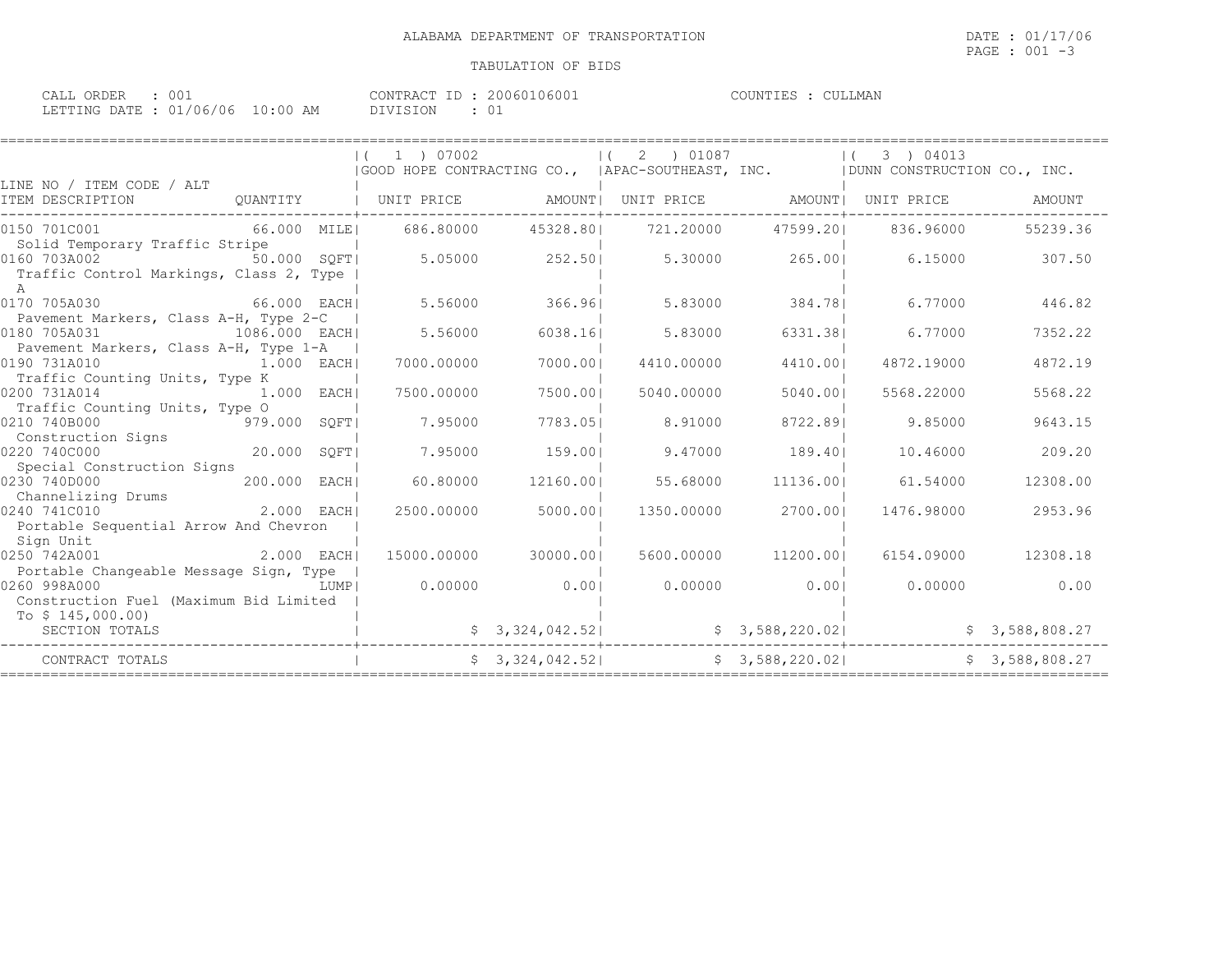ALABAMA DEPARTMENT OF TRANSPORTATION

TABULATION OF BIDS

DATE : 01/17/06
PAGE : 001 -3

CALL ORDER : 001
LETTING DATE : 01/06/06 10:00 AM

CONTRACT ID : 20060106001
DIVISION : 01

COUNTIES : CULLMAN

| LINE NO / ITEM CODE / ALT ITEM DESCRIPTION | QUANTITY | ( 1 ) 07002 GOOD HOPE CONTRACTING CO., UNIT PRICE | AMOUNT | ( 2 ) 01087 APAC-SOUTHEAST, INC. UNIT PRICE | AMOUNT | ( 3 ) 04013 DUNN CONSTRUCTION CO., INC. UNIT PRICE | AMOUNT |
|---|---|---|---|---|---|---|---|
| 0150 701C001 Solid Temporary Traffic Stripe | 66.000 MILE | 686.80000 | 45328.80 | 721.20000 | 47599.20 | 836.96000 | 55239.36 |
| 0160 703A002 Traffic Control Markings, Class 2, Type A | 50.000 SQFT | 5.05000 | 252.50 | 5.30000 | 265.00 | 6.15000 | 307.50 |
| 0170 705A030 Pavement Markers, Class A-H, Type 2-C | 66.000 EACH | 5.56000 | 366.96 | 5.83000 | 384.78 | 6.77000 | 446.82 |
| 0180 705A031 Pavement Markers, Class A-H, Type 1-A | 1086.000 EACH | 5.56000 | 6038.16 | 5.83000 | 6331.38 | 6.77000 | 7352.22 |
| 0190 731A010 Traffic Counting Units, Type K | 1.000 EACH | 7000.00000 | 7000.00 | 4410.00000 | 4410.00 | 4872.19000 | 4872.19 |
| 0200 731A014 Traffic Counting Units, Type O | 1.000 EACH | 7500.00000 | 7500.00 | 5040.00000 | 5040.00 | 5568.22000 | 5568.22 |
| 0210 740B000 Construction Signs | 979.000 SQFT | 7.95000 | 7783.05 | 8.91000 | 8722.89 | 9.85000 | 9643.15 |
| 0220 740C000 Special Construction Signs | 20.000 SQFT | 7.95000 | 159.00 | 9.47000 | 189.40 | 10.46000 | 209.20 |
| 0230 740D000 Channelizing Drums | 200.000 EACH | 60.80000 | 12160.00 | 55.68000 | 11136.00 | 61.54000 | 12308.00 |
| 0240 741C010 Portable Sequential Arrow And Chevron Sign Unit | 2.000 EACH | 2500.00000 | 5000.00 | 1350.00000 | 2700.00 | 1476.98000 | 2953.96 |
| 0250 742A001 Portable Changeable Message Sign, Type | 2.000 EACH | 15000.00000 | 30000.00 | 5600.00000 | 11200.00 | 6154.09000 | 12308.18 |
| 0260 998A000 Construction Fuel (Maximum Bid Limited To $ 145,000.00) | LUMP | 0.00000 | 0.00 | 0.00000 | 0.00 | 0.00000 | 0.00 |
| SECTION TOTALS | | | $ 3,324,042.52 | | $ 3,588,220.02 | | $ 3,588,808.27 |
| CONTRACT TOTALS | | | $ 3,324,042.52 | | $ 3,588,220.02 | | $ 3,588,808.27 |